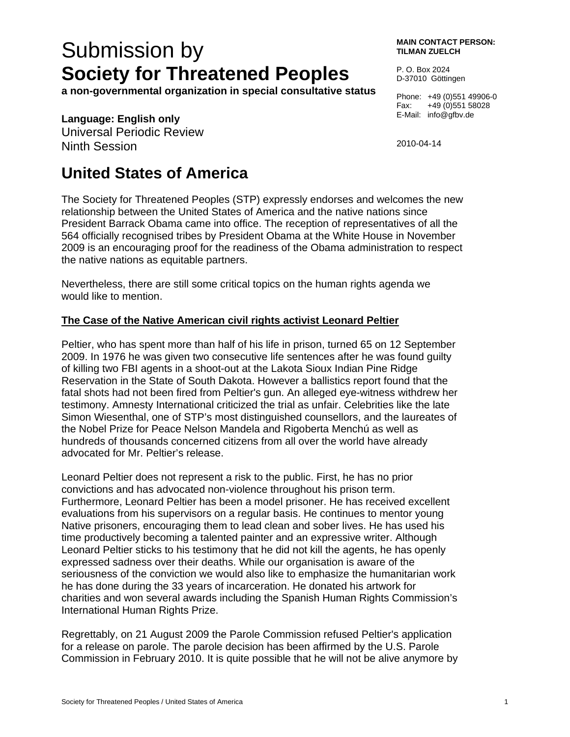# Submission by
# **Society for Threatened Peoples**

**a non-governmental organization in special consultative status**

**MAIN CONTACT PERSON:**
**TILMAN ZUELCH**

P. O. Box 2024
D-37010 Göttingen

Phone: +49 (0)551 49906-0
Fax: +49 (0)551 58028
E-Mail: info@gfbv.de

**Language: English only**
Universal Periodic Review
Ninth Session

2010-04-14

## United States of America

The Society for Threatened Peoples (STP) expressly endorses and welcomes the new relationship between the United States of America and the native nations since President Barrack Obama came into office. The reception of representatives of all the 564 officially recognised tribes by President Obama at the White House in November 2009 is an encouraging proof for the readiness of the Obama administration to respect the native nations as equitable partners.

Nevertheless, there are still some critical topics on the human rights agenda we would like to mention.

### <u>The Case of the Native American civil rights activist Leonard Peltier</u>

Peltier, who has spent more than half of his life in prison, turned 65 on 12 September 2009. In 1976 he was given two consecutive life sentences after he was found guilty of killing two FBI agents in a shoot-out at the Lakota Sioux Indian Pine Ridge Reservation in the State of South Dakota. However a ballistics report found that the fatal shots had not been fired from Peltier's gun. An alleged eye-witness withdrew her testimony. Amnesty International criticized the trial as unfair. Celebrities like the late Simon Wiesenthal, one of STP's most distinguished counsellors, and the laureates of the Nobel Prize for Peace Nelson Mandela and Rigoberta Menchú as well as hundreds of thousands concerned citizens from all over the world have already advocated for Mr. Peltier's release.

Leonard Peltier does not represent a risk to the public. First, he has no prior convictions and has advocated non-violence throughout his prison term. Furthermore, Leonard Peltier has been a model prisoner. He has received excellent evaluations from his supervisors on a regular basis. He continues to mentor young Native prisoners, encouraging them to lead clean and sober lives. He has used his time productively becoming a talented painter and an expressive writer. Although Leonard Peltier sticks to his testimony that he did not kill the agents, he has openly expressed sadness over their deaths. While our organisation is aware of the seriousness of the conviction we would also like to emphasize the humanitarian work he has done during the 33 years of incarceration. He donated his artwork for charities and won several awards including the Spanish Human Rights Commission's International Human Rights Prize.

Regrettably, on 21 August 2009 the Parole Commission refused Peltier's application for a release on parole. The parole decision has been affirmed by the U.S. Parole Commission in February 2010. It is quite possible that he will not be alive anymore by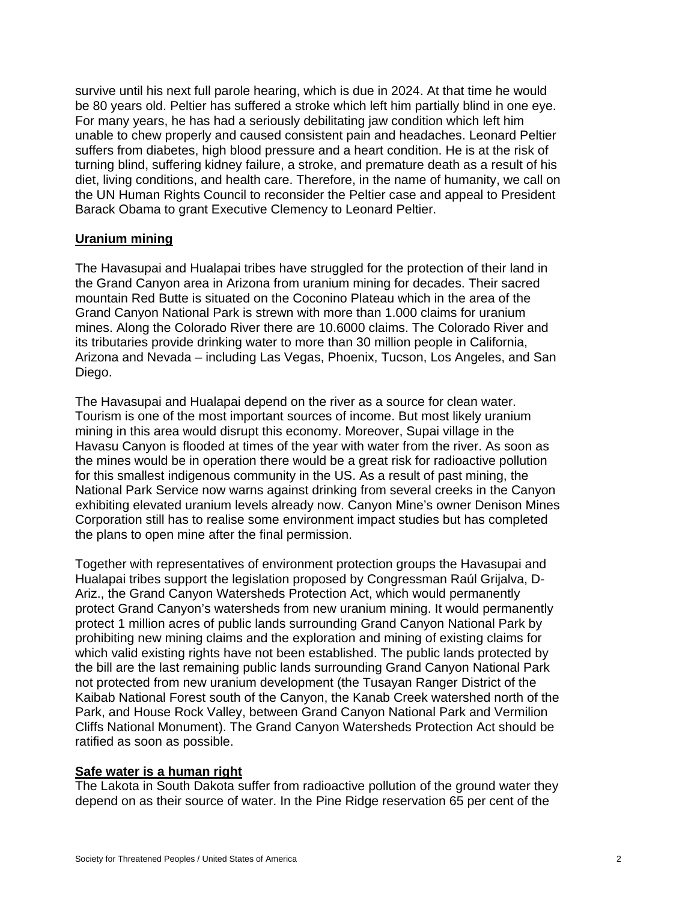survive until his next full parole hearing, which is due in 2024. At that time he would be 80 years old. Peltier has suffered a stroke which left him partially blind in one eye. For many years, he has had a seriously debilitating jaw condition which left him unable to chew properly and caused consistent pain and headaches. Leonard Peltier suffers from diabetes, high blood pressure and a heart condition. He is at the risk of turning blind, suffering kidney failure, a stroke, and premature death as a result of his diet, living conditions, and health care. Therefore, in the name of humanity, we call on the UN Human Rights Council to reconsider the Peltier case and appeal to President Barack Obama to grant Executive Clemency to Leonard Peltier.

**Uranium mining**

The Havasupai and Hualapai tribes have struggled for the protection of their land in the Grand Canyon area in Arizona from uranium mining for decades. Their sacred mountain Red Butte is situated on the Coconino Plateau which in the area of the Grand Canyon National Park is strewn with more than 1.000 claims for uranium mines. Along the Colorado River there are 10.6000 claims. The Colorado River and its tributaries provide drinking water to more than 30 million people in California, Arizona and Nevada – including Las Vegas, Phoenix, Tucson, Los Angeles, and San Diego.

The Havasupai and Hualapai depend on the river as a source for clean water. Tourism is one of the most important sources of income. But most likely uranium mining in this area would disrupt this economy. Moreover, Supai village in the Havasu Canyon is flooded at times of the year with water from the river. As soon as the mines would be in operation there would be a great risk for radioactive pollution for this smallest indigenous community in the US. As a result of past mining, the National Park Service now warns against drinking from several creeks in the Canyon exhibiting elevated uranium levels already now. Canyon Mine's owner Denison Mines Corporation still has to realise some environment impact studies but has completed the plans to open mine after the final permission.

Together with representatives of environment protection groups the Havasupai and Hualapai tribes support the legislation proposed by Congressman Raúl Grijalva, D-Ariz., the Grand Canyon Watersheds Protection Act, which would permanently protect Grand Canyon's watersheds from new uranium mining. It would permanently protect 1 million acres of public lands surrounding Grand Canyon National Park by prohibiting new mining claims and the exploration and mining of existing claims for which valid existing rights have not been established. The public lands protected by the bill are the last remaining public lands surrounding Grand Canyon National Park not protected from new uranium development (the Tusayan Ranger District of the Kaibab National Forest south of the Canyon, the Kanab Creek watershed north of the Park, and House Rock Valley, between Grand Canyon National Park and Vermilion Cliffs National Monument). The Grand Canyon Watersheds Protection Act should be ratified as soon as possible.

**Safe water is a human right**

The Lakota in South Dakota suffer from radioactive pollution of the ground water they depend on as their source of water. In the Pine Ridge reservation 65 per cent of the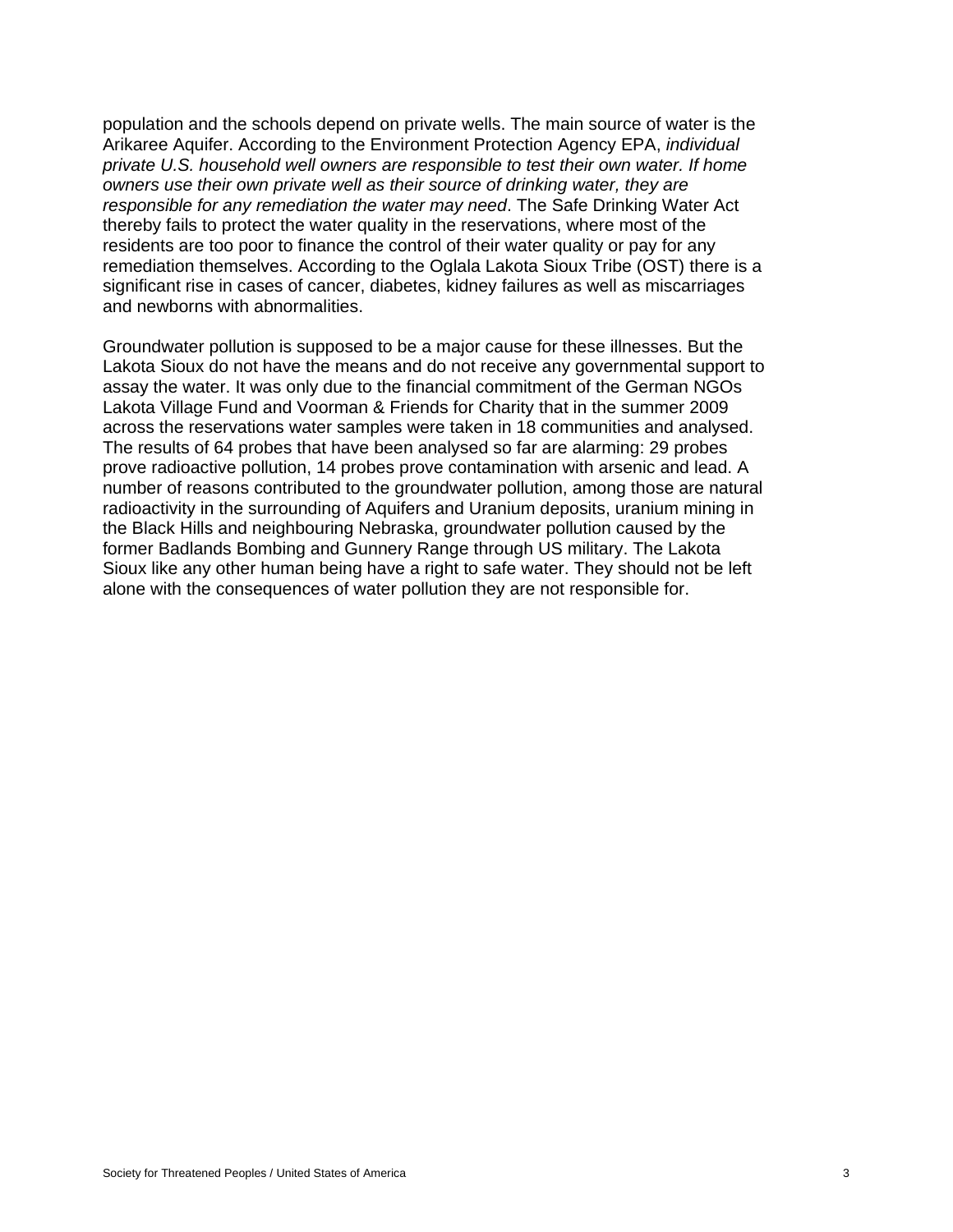population and the schools depend on private wells. The main source of water is the Arikaree Aquifer. According to the Environment Protection Agency EPA, *individual private U.S. household well owners are responsible to test their own water. If home owners use their own private well as their source of drinking water, they are responsible for any remediation the water may need*. The Safe Drinking Water Act thereby fails to protect the water quality in the reservations, where most of the residents are too poor to finance the control of their water quality or pay for any remediation themselves. According to the Oglala Lakota Sioux Tribe (OST) there is a significant rise in cases of cancer, diabetes, kidney failures as well as miscarriages and newborns with abnormalities.

Groundwater pollution is supposed to be a major cause for these illnesses. But the Lakota Sioux do not have the means and do not receive any governmental support to assay the water. It was only due to the financial commitment of the German NGOs Lakota Village Fund and Voorman & Friends for Charity that in the summer 2009 across the reservations water samples were taken in 18 communities and analysed. The results of 64 probes that have been analysed so far are alarming: 29 probes prove radioactive pollution, 14 probes prove contamination with arsenic and lead. A number of reasons contributed to the groundwater pollution, among those are natural radioactivity in the surrounding of Aquifers and Uranium deposits, uranium mining in the Black Hills and neighbouring Nebraska, groundwater pollution caused by the former Badlands Bombing and Gunnery Range through US military. The Lakota Sioux like any other human being have a right to safe water. They should not be left alone with the consequences of water pollution they are not responsible for.